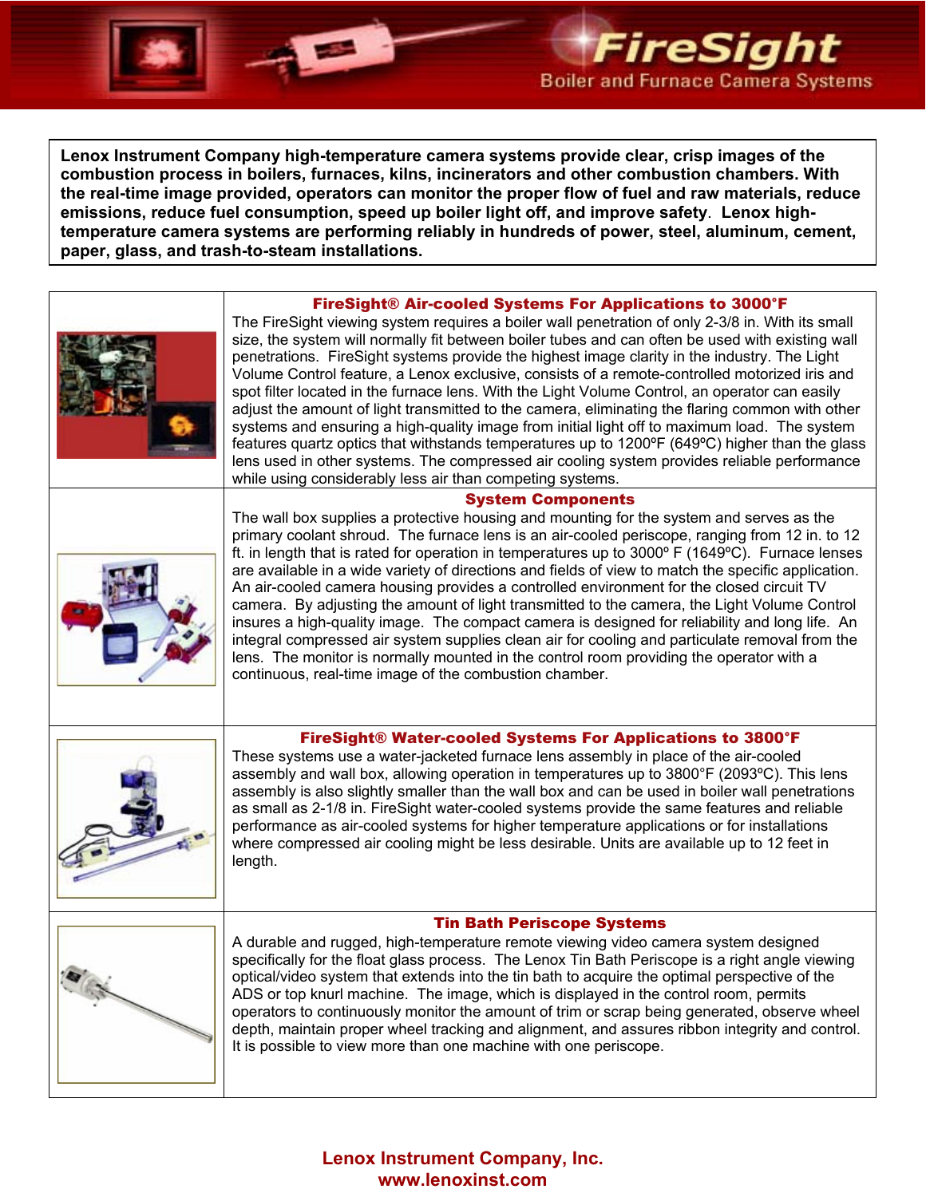# FireSight

## Boiler and Furnace Camera Systems

**Lenox Instrument Company high-temperature camera systems provide clear, crisp images of the combustion process in boilers, furnaces, kilns, incinerators and other combustion chambers. With the real-time image provided, operators can monitor the proper flow of fuel and raw materials, reduce emissions, reduce fuel consumption, speed up boiler light off, and improve safety. Lenox high-temperature camera systems are performing reliably in hundreds of power, steel, aluminum, cement, paper, glass, and trash-to-steam installations.**

### FireSight® Air-cooled Systems For Applications to 3000°F

The FireSight viewing system requires a boiler wall penetration of only 2-3/8 in. With its small size, the system will normally fit between boiler tubes and can often be used with existing wall penetrations. FireSight systems provide the highest image clarity in the industry. The Light Volume Control feature, a Lenox exclusive, consists of a remote-controlled motorized iris and spot filter located in the furnace lens. With the Light Volume Control, an operator can easily adjust the amount of light transmitted to the camera, eliminating the flaring common with other systems and ensuring a high-quality image from initial light off to maximum load. The system features quartz optics that withstands temperatures up to 1200ºF (649ºC) higher than the glass lens used in other systems. The compressed air cooling system provides reliable performance while using considerably less air than competing systems.

### System Components

The wall box supplies a protective housing and mounting for the system and serves as the primary coolant shroud. The furnace lens is an air-cooled periscope, ranging from 12 in. to 12 ft. in length that is rated for operation in temperatures up to 3000º F (1649ºC). Furnace lenses are available in a wide variety of directions and fields of view to match the specific application. An air-cooled camera housing provides a controlled environment for the closed circuit TV camera. By adjusting the amount of light transmitted to the camera, the Light Volume Control insures a high-quality image. The compact camera is designed for reliability and long life. An integral compressed air system supplies clean air for cooling and particulate removal from the lens. The monitor is normally mounted in the control room providing the operator with a continuous, real-time image of the combustion chamber.

### FireSight® Water-cooled Systems For Applications to 3800°F

These systems use a water-jacketed furnace lens assembly in place of the air-cooled assembly and wall box, allowing operation in temperatures up to 3800°F (2093ºC). This lens assembly is also slightly smaller than the wall box and can be used in boiler wall penetrations as small as 2-1/8 in. FireSight water-cooled systems provide the same features and reliable performance as air-cooled systems for higher temperature applications or for installations where compressed air cooling might be less desirable. Units are available up to 12 feet in length.

### Tin Bath Periscope Systems

A durable and rugged, high-temperature remote viewing video camera system designed specifically for the float glass process. The Lenox Tin Bath Periscope is a right angle viewing optical/video system that extends into the tin bath to acquire the optimal perspective of the ADS or top knurl machine. The image, which is displayed in the control room, permits operators to continuously monitor the amount of trim or scrap being generated, observe wheel depth, maintain proper wheel tracking and alignment, and assures ribbon integrity and control. It is possible to view more than one machine with one periscope.

**Lenox Instrument Company, Inc.**
**www.lenoxinst.com**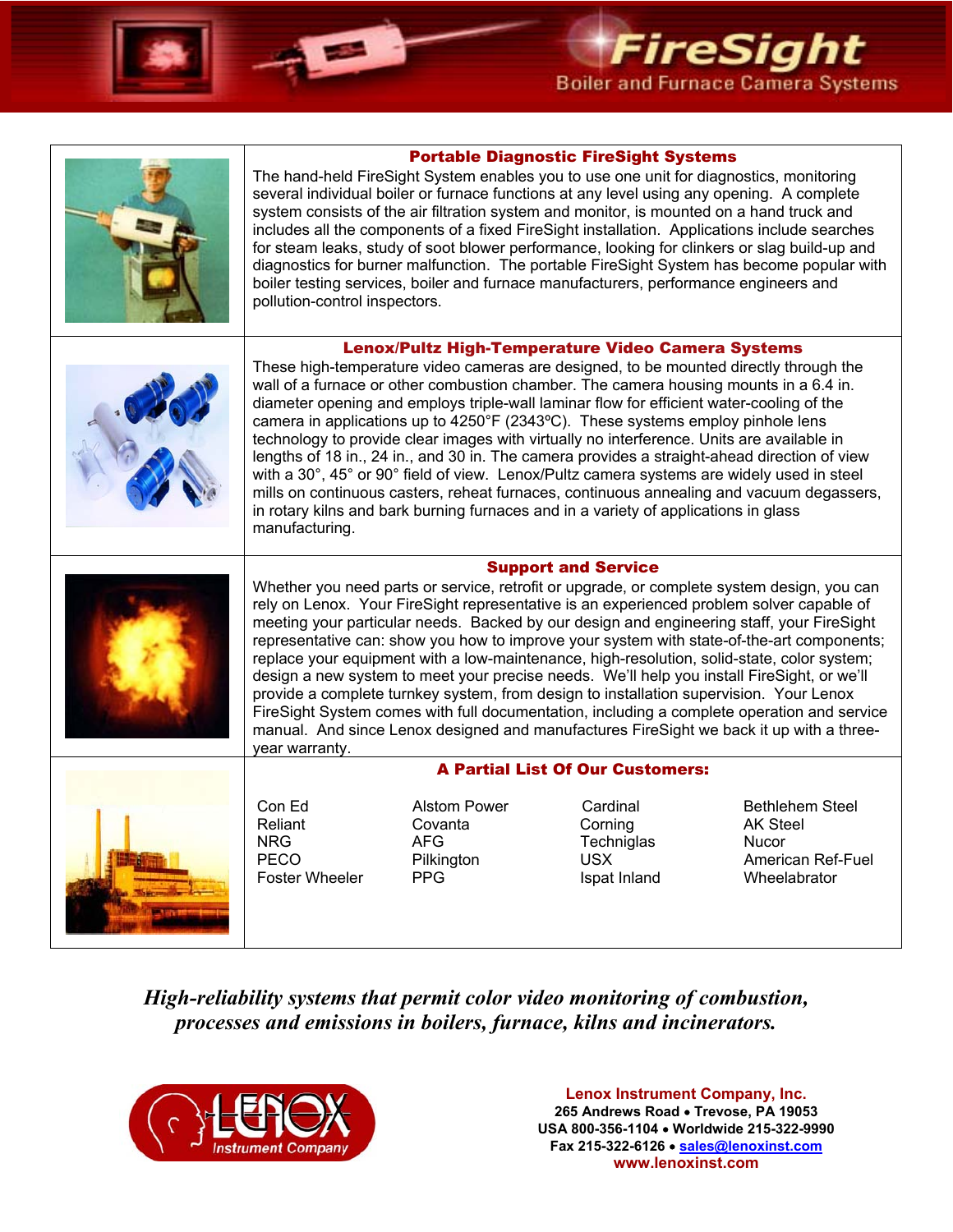# FireSight

Boiler and Furnace Camera Systems

## Portable Diagnostic FireSight Systems

The hand-held FireSight System enables you to use one unit for diagnostics, monitoring several individual boiler or furnace functions at any level using any opening. A complete system consists of the air filtration system and monitor, is mounted on a hand truck and includes all the components of a fixed FireSight installation. Applications include searches for steam leaks, study of soot blower performance, looking for clinkers or slag build-up and diagnostics for burner malfunction. The portable FireSight System has become popular with boiler testing services, boiler and furnace manufacturers, performance engineers and pollution-control inspectors.

## Lenox/Pultz High-Temperature Video Camera Systems

These high-temperature video cameras are designed, to be mounted directly through the wall of a furnace or other combustion chamber. The camera housing mounts in a 6.4 in. diameter opening and employs triple-wall laminar flow for efficient water-cooling of the camera in applications up to 4250°F (2343ºC). These systems employ pinhole lens technology to provide clear images with virtually no interference. Units are available in lengths of 18 in., 24 in., and 30 in. The camera provides a straight-ahead direction of view with a 30°, 45° or 90° field of view. Lenox/Pultz camera systems are widely used in steel mills on continuous casters, reheat furnaces, continuous annealing and vacuum degassers, in rotary kilns and bark burning furnaces and in a variety of applications in glass manufacturing.

## Support and Service

Whether you need parts or service, retrofit or upgrade, or complete system design, you can rely on Lenox. Your FireSight representative is an experienced problem solver capable of meeting your particular needs. Backed by our design and engineering staff, your FireSight representative can: show you how to improve your system with state-of-the-art components; replace your equipment with a low-maintenance, high-resolution, solid-state, color system; design a new system to meet your precise needs. We'll help you install FireSight, or we'll provide a complete turnkey system, from design to installation supervision. Your Lenox FireSight System comes with full documentation, including a complete operation and service manual. And since Lenox designed and manufactures FireSight we back it up with a three-year warranty.

## A Partial List Of Our Customers:

| | | | |
|---|---|---|---|
| Con Ed | Alstom Power | Cardinal | Bethlehem Steel |
| Reliant | Covanta | Corning | AK Steel |
| NRG | AFG | Techniglas | Nucor |
| PECO | Pilkington | USX | American Ref-Fuel |
| Foster Wheeler | PPG | Ispat Inland | Wheelabrator |

***High-reliability systems that permit color video monitoring of combustion, processes and emissions in boilers, furnace, kilns and incinerators.***

LENOX Instrument Company

**Lenox Instrument Company, Inc.**
**265 Andrews Road • Trevose, PA 19053**
**USA 800-356-1104 • Worldwide 215-322-9990**
**Fax 215-322-6126 • sales@lenoxinst.com**
**www.lenoxinst.com**